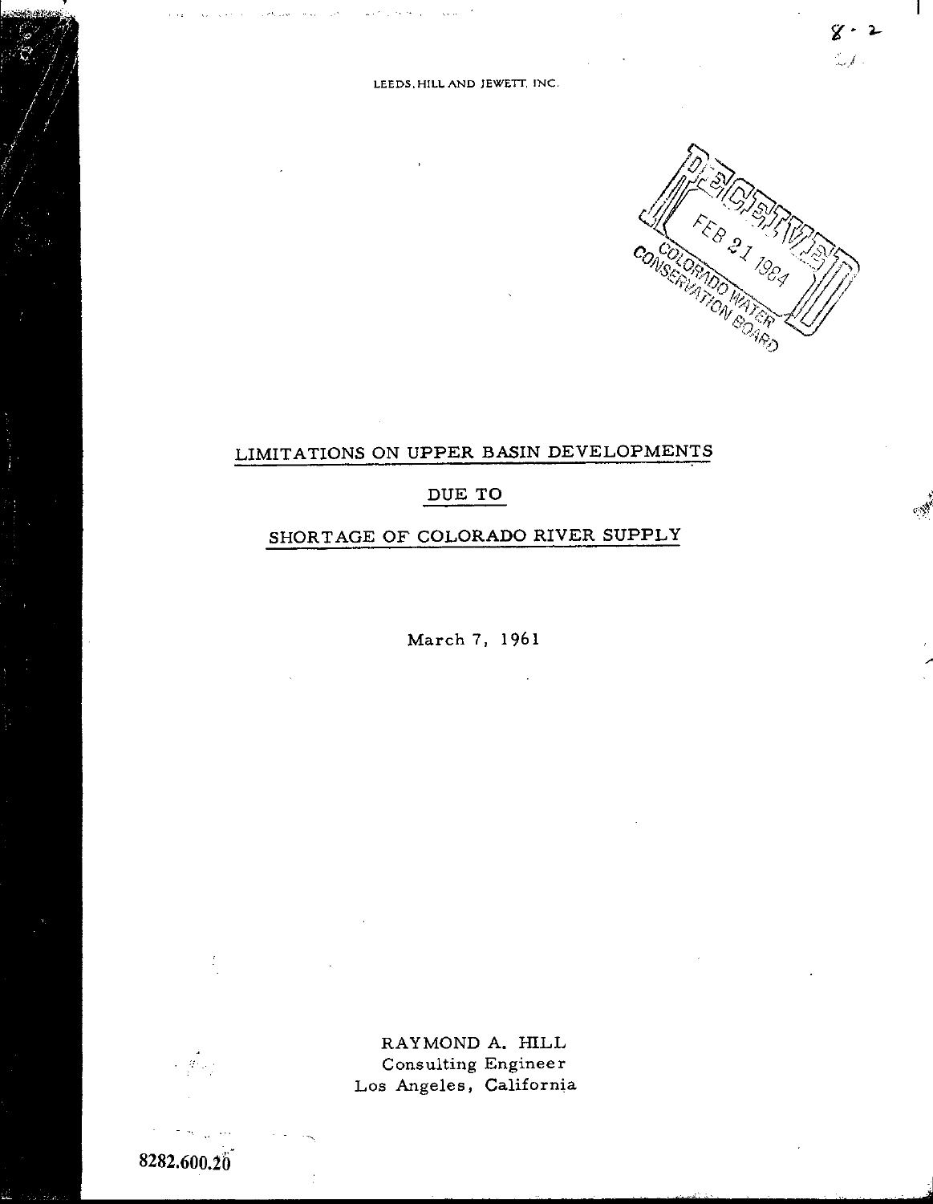LEEDS, HILL AND JEWETT, INC.

RECEIVED
FEB 21 1984
COLORADO WATER CONSERVATION BOARD

# LIMITATIONS ON UPPER BASIN DEVELOPMENTS

# DUE TO

# SHORTAGE OF COLORADO RIVER SUPPLY

March 7, 1961

RAYMOND A. HILL
Consulting Engineer
Los Angeles, California

8282.600.20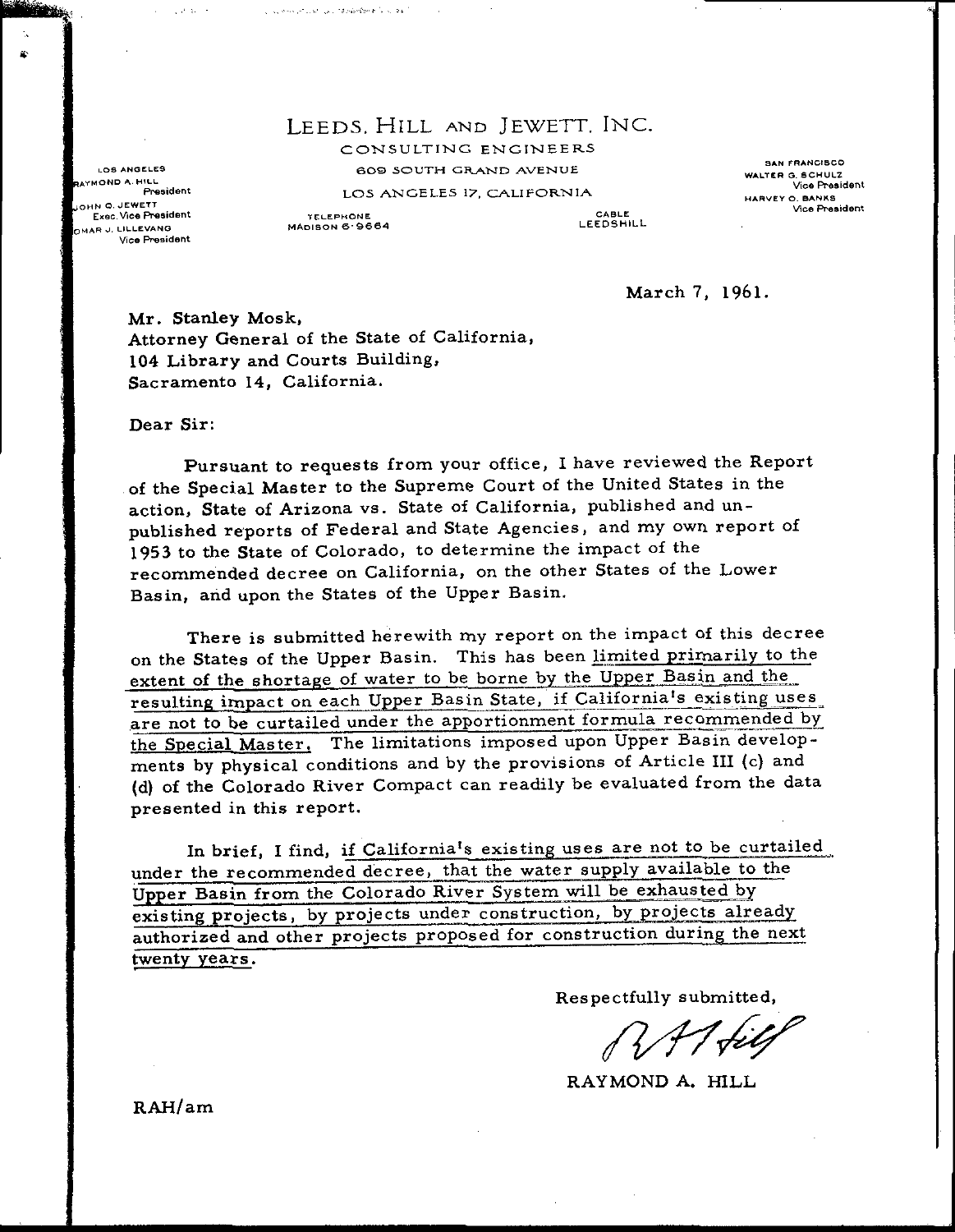# LEEDS, HILL AND JEWETT, INC.

CONSULTING ENGINEERS

609 SOUTH GRAND AVENUE

LOS ANGELES 17, CALIFORNIA

TELEPHONE MADISON 6-9664

CABLE LEEDSHILL

LOS ANGELES
RAYMOND A. HILL, President
JOHN Q. JEWETT, Exec. Vice President
OMAR J. LILLEVANG, Vice President

SAN FRANCISCO
WALTER G. SCHULZ, Vice President
HARVEY O. BANKS, Vice President

March 7, 1961.

Mr. Stanley Mosk,
Attorney General of the State of California,
104 Library and Courts Building,
Sacramento 14, California.

Dear Sir:

Pursuant to requests from your office, I have reviewed the Report of the Special Master to the Supreme Court of the United States in the action, State of Arizona vs. State of California, published and unpublished reports of Federal and State Agencies, and my own report of 1953 to the State of Colorado, to determine the impact of the recommended decree on California, on the other States of the Lower Basin, and upon the States of the Upper Basin.

There is submitted herewith my report on the impact of this decree on the States of the Upper Basin. This has been limited primarily to the extent of the shortage of water to be borne by the Upper Basin and the resulting impact on each Upper Basin State, if California's existing uses are not to be curtailed under the apportionment formula recommended by the Special Master. The limitations imposed upon Upper Basin developments by physical conditions and by the provisions of Article III (c) and (d) of the Colorado River Compact can readily be evaluated from the data presented in this report.

In brief, I find, if California's existing uses are not to be curtailed under the recommended decree, that the water supply available to the Upper Basin from the Colorado River System will be exhausted by existing projects, by projects under construction, by projects already authorized and other projects proposed for construction during the next twenty years.

Respectfully submitted,

RAYMOND A. HILL

RAH/am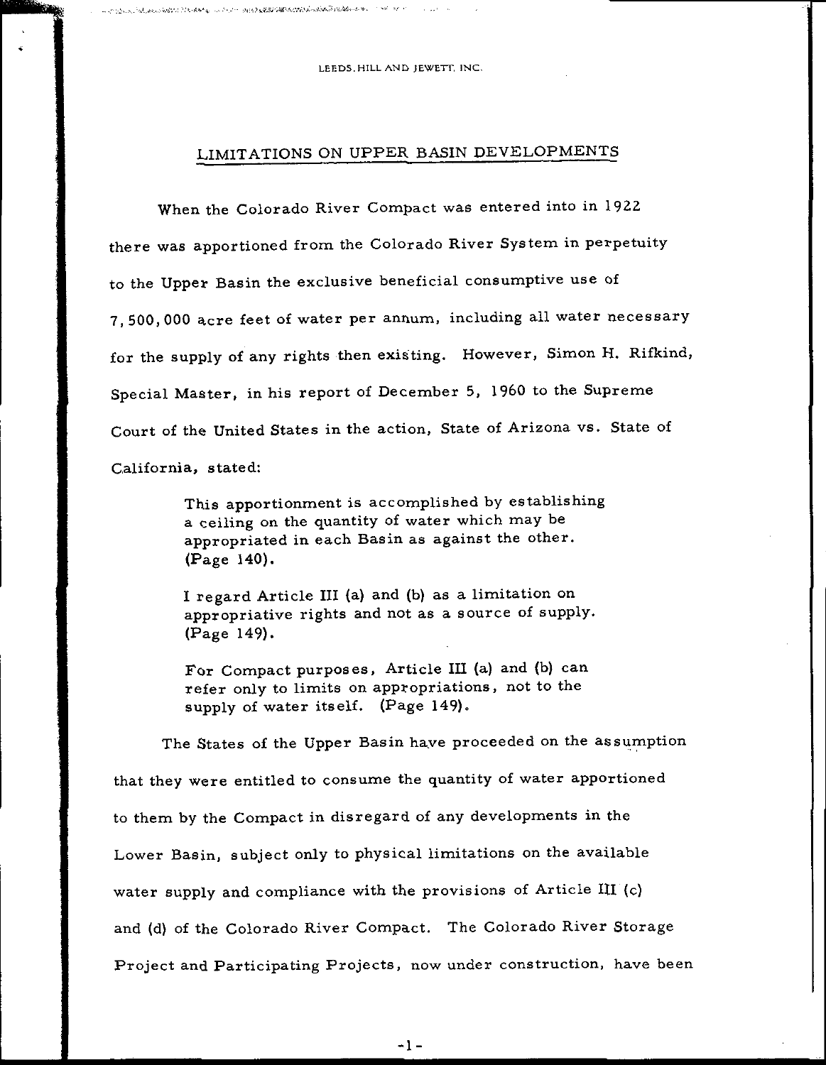## LIMITATIONS ON UPPER BASIN DEVELOPMENTS

When the Colorado River Compact was entered into in 1922 there was apportioned from the Colorado River System in perpetuity to the Upper Basin the exclusive beneficial consumptive use of 7,500,000 acre feet of water per annum, including all water necessary for the supply of any rights then existing. However, Simon H. Rifkind, Special Master, in his report of December 5, 1960 to the Supreme Court of the United States in the action, State of Arizona vs. State of California, stated:

> This apportionment is accomplished by establishing a ceiling on the quantity of water which may be appropriated in each Basin as against the other. (Page 140).
>
> I regard Article III (a) and (b) as a limitation on appropriative rights and not as a source of supply. (Page 149).
>
> For Compact purposes, Article III (a) and (b) can refer only to limits on appropriations, not to the supply of water itself. (Page 149).

The States of the Upper Basin have proceeded on the assumption that they were entitled to consume the quantity of water apportioned to them by the Compact in disregard of any developments in the Lower Basin, subject only to physical limitations on the available water supply and compliance with the provisions of Article III (c) and (d) of the Colorado River Compact. The Colorado River Storage Project and Participating Projects, now under construction, have been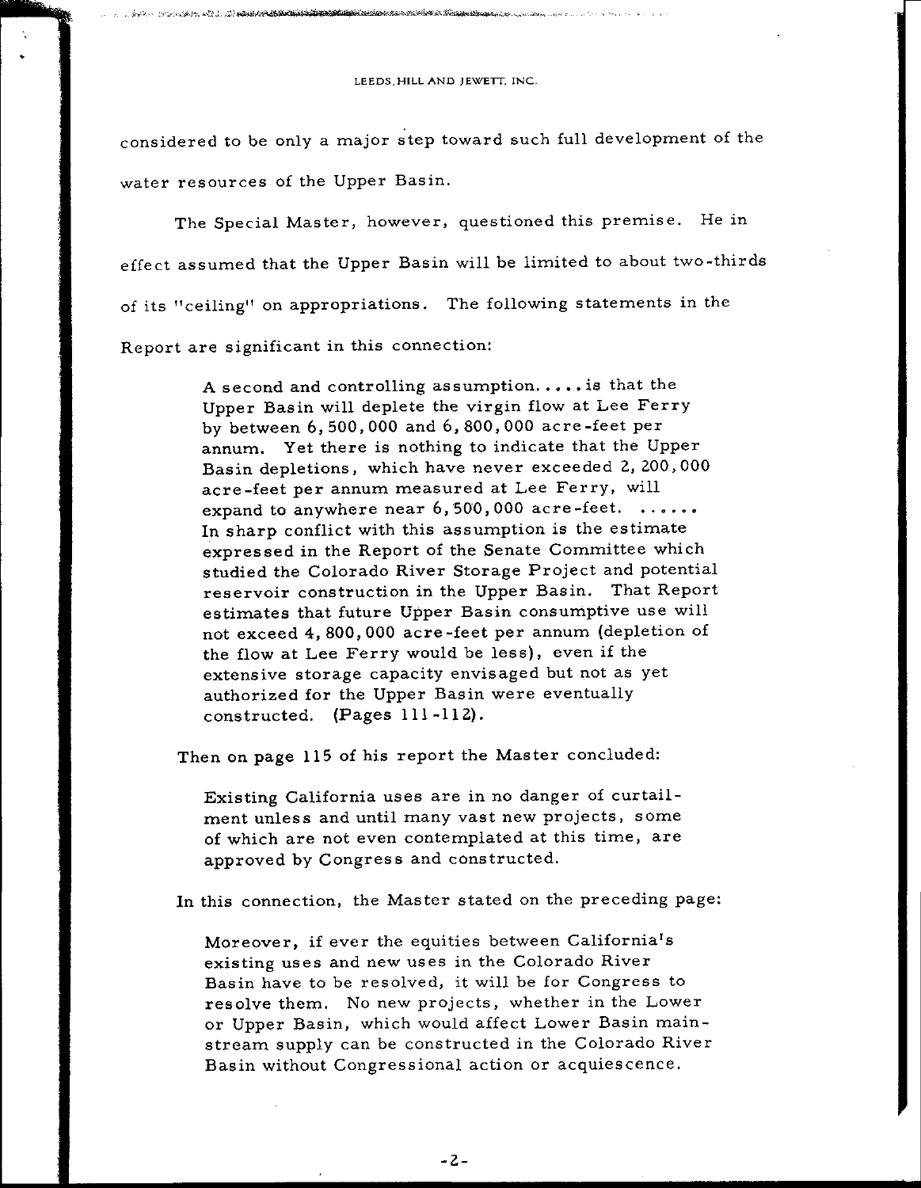considered to be only a major step toward such full development of the water resources of the Upper Basin.

The Special Master, however, questioned this premise. He in effect assumed that the Upper Basin will be limited to about two-thirds of its "ceiling" on appropriations. The following statements in the Report are significant in this connection:

> A second and controlling assumption.....is that the Upper Basin will deplete the virgin flow at Lee Ferry by between 6,500,000 and 6,800,000 acre-feet per annum. Yet there is nothing to indicate that the Upper Basin depletions, which have never exceeded 2,200,000 acre-feet per annum measured at Lee Ferry, will expand to anywhere near 6,500,000 acre-feet. ...... In sharp conflict with this assumption is the estimate expressed in the Report of the Senate Committee which studied the Colorado River Storage Project and potential reservoir construction in the Upper Basin. That Report estimates that future Upper Basin consumptive use will not exceed 4,800,000 acre-feet per annum (depletion of the flow at Lee Ferry would be less), even if the extensive storage capacity envisaged but not as yet authorized for the Upper Basin were eventually constructed. (Pages 111-112).

Then on page 115 of his report the Master concluded:

> Existing California uses are in no danger of curtailment unless and until many vast new projects, some of which are not even contemplated at this time, are approved by Congress and constructed.

In this connection, the Master stated on the preceding page:

> Moreover, if ever the equities between California's existing uses and new uses in the Colorado River Basin have to be resolved, it will be for Congress to resolve them. No new projects, whether in the Lower or Upper Basin, which would affect Lower Basin mainstream supply can be constructed in the Colorado River Basin without Congressional action or acquiescence.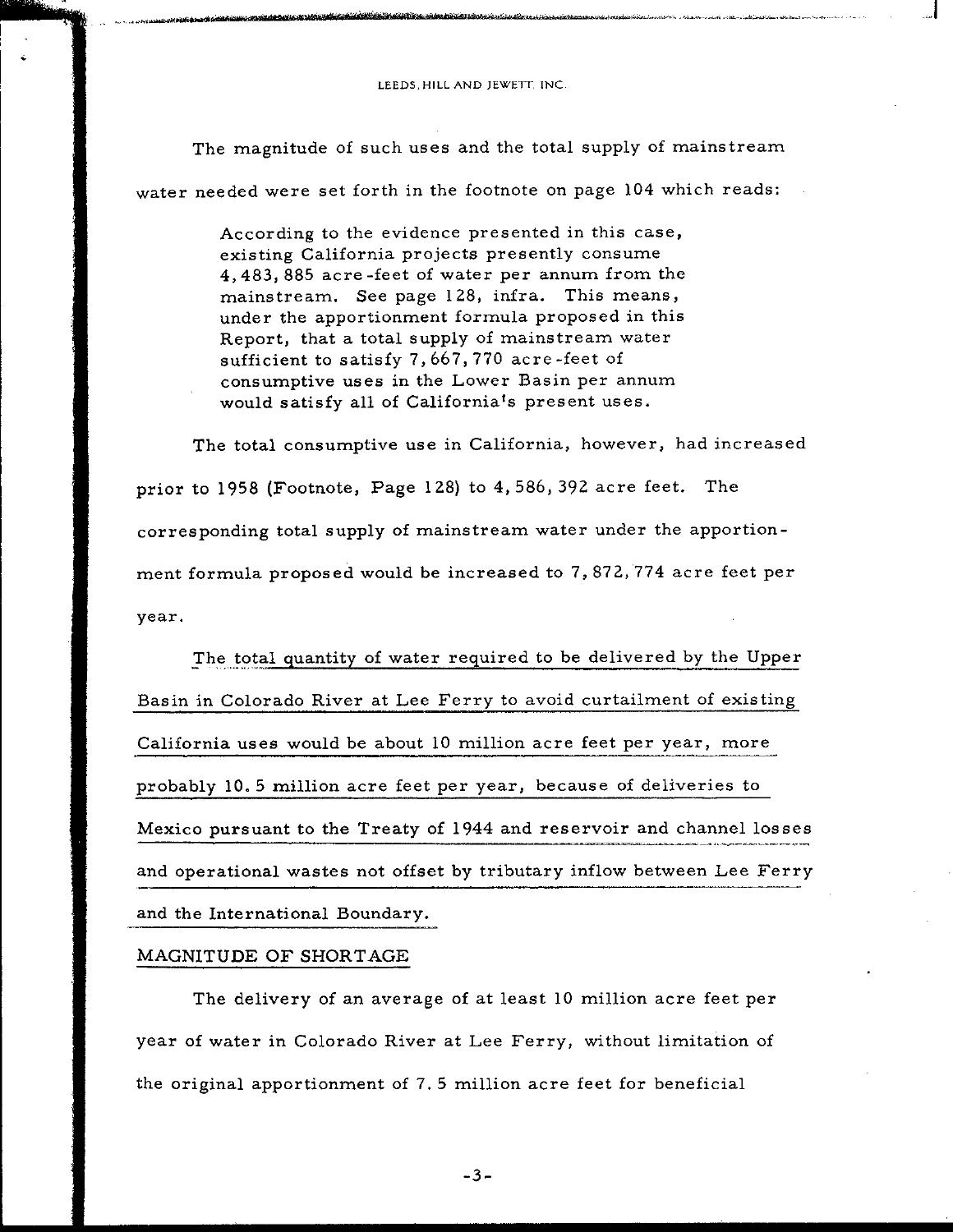The magnitude of such uses and the total supply of mainstream water needed were set forth in the footnote on page 104 which reads:

> According to the evidence presented in this case, existing California projects presently consume 4,483,885 acre-feet of water per annum from the mainstream. See page 128, infra. This means, under the apportionment formula proposed in this Report, that a total supply of mainstream water sufficient to satisfy 7,667,770 acre-feet of consumptive uses in the Lower Basin per annum would satisfy all of California's present uses.

The total consumptive use in California, however, had increased prior to 1958 (Footnote, Page 128) to 4,586,392 acre feet. The corresponding total supply of mainstream water under the apportionment formula proposed would be increased to 7,872,774 acre feet per year.

<u>The total quantity of water required to be delivered by the Upper Basin in Colorado River at Lee Ferry to avoid curtailment of existing California uses would be about 10 million acre feet per year, more probably 10.5 million acre feet per year, because of deliveries to Mexico pursuant to the Treaty of 1944 and reservoir and channel losses and operational wastes not offset by tributary inflow between Lee Ferry and the International Boundary.</u>

## MAGNITUDE OF SHORTAGE

The delivery of an average of at least 10 million acre feet per year of water in Colorado River at Lee Ferry, without limitation of the original apportionment of 7.5 million acre feet for beneficial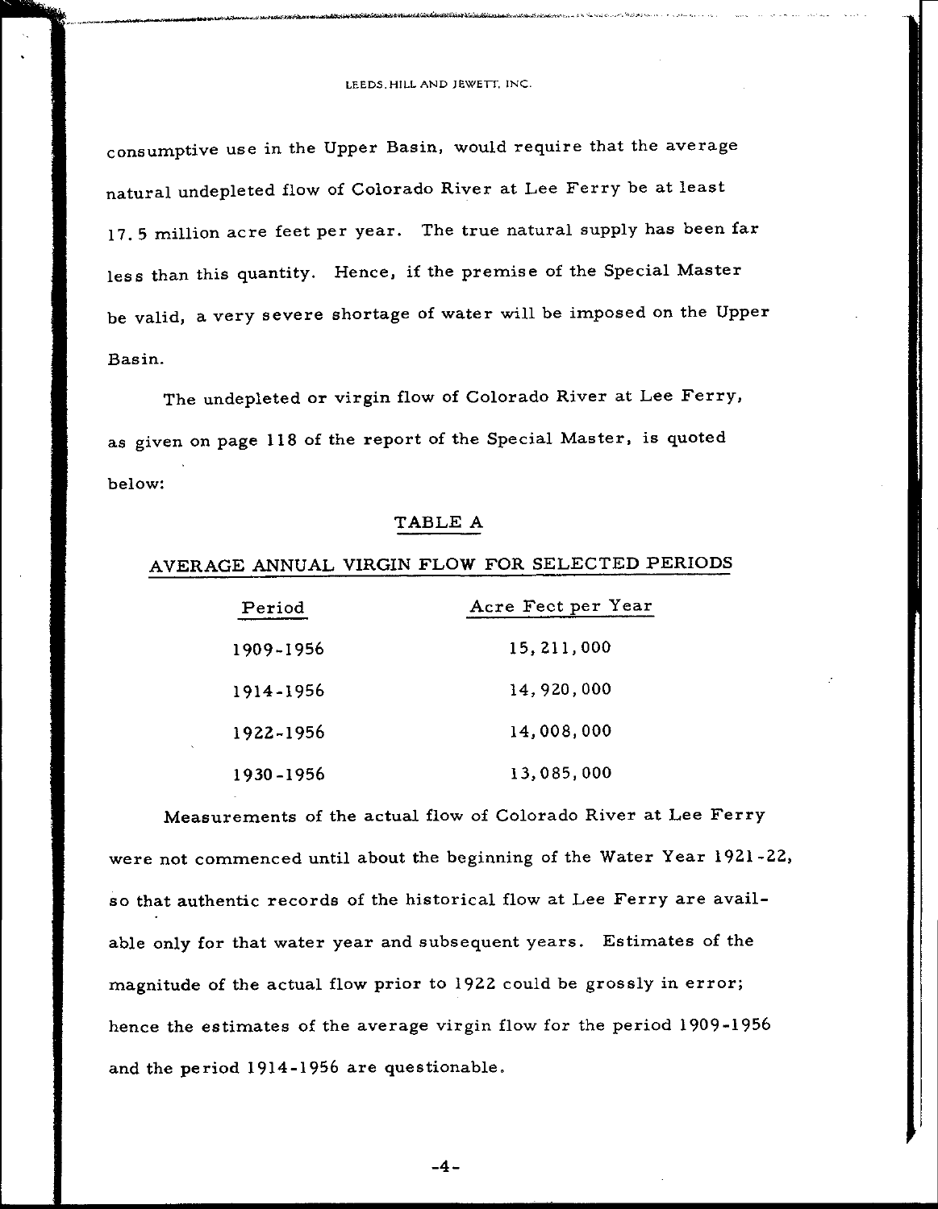consumptive use in the Upper Basin, would require that the average natural undepleted flow of Colorado River at Lee Ferry be at least 17.5 million acre feet per year. The true natural supply has been far less than this quantity. Hence, if the premise of the Special Master be valid, a very severe shortage of water will be imposed on the Upper Basin.

The undepleted or virgin flow of Colorado River at Lee Ferry, as given on page 118 of the report of the Special Master, is quoted below:

## TABLE A

### AVERAGE ANNUAL VIRGIN FLOW FOR SELECTED PERIODS

| Period | Acre Feet per Year |
|---|---|
| 1909-1956 | 15,211,000 |
| 1914-1956 | 14,920,000 |
| 1922-1956 | 14,008,000 |
| 1930-1956 | 13,085,000 |

Measurements of the actual flow of Colorado River at Lee Ferry were not commenced until about the beginning of the Water Year 1921-22, so that authentic records of the historical flow at Lee Ferry are available only for that water year and subsequent years. Estimates of the magnitude of the actual flow prior to 1922 could be grossly in error; hence the estimates of the average virgin flow for the period 1909-1956 and the period 1914-1956 are questionable.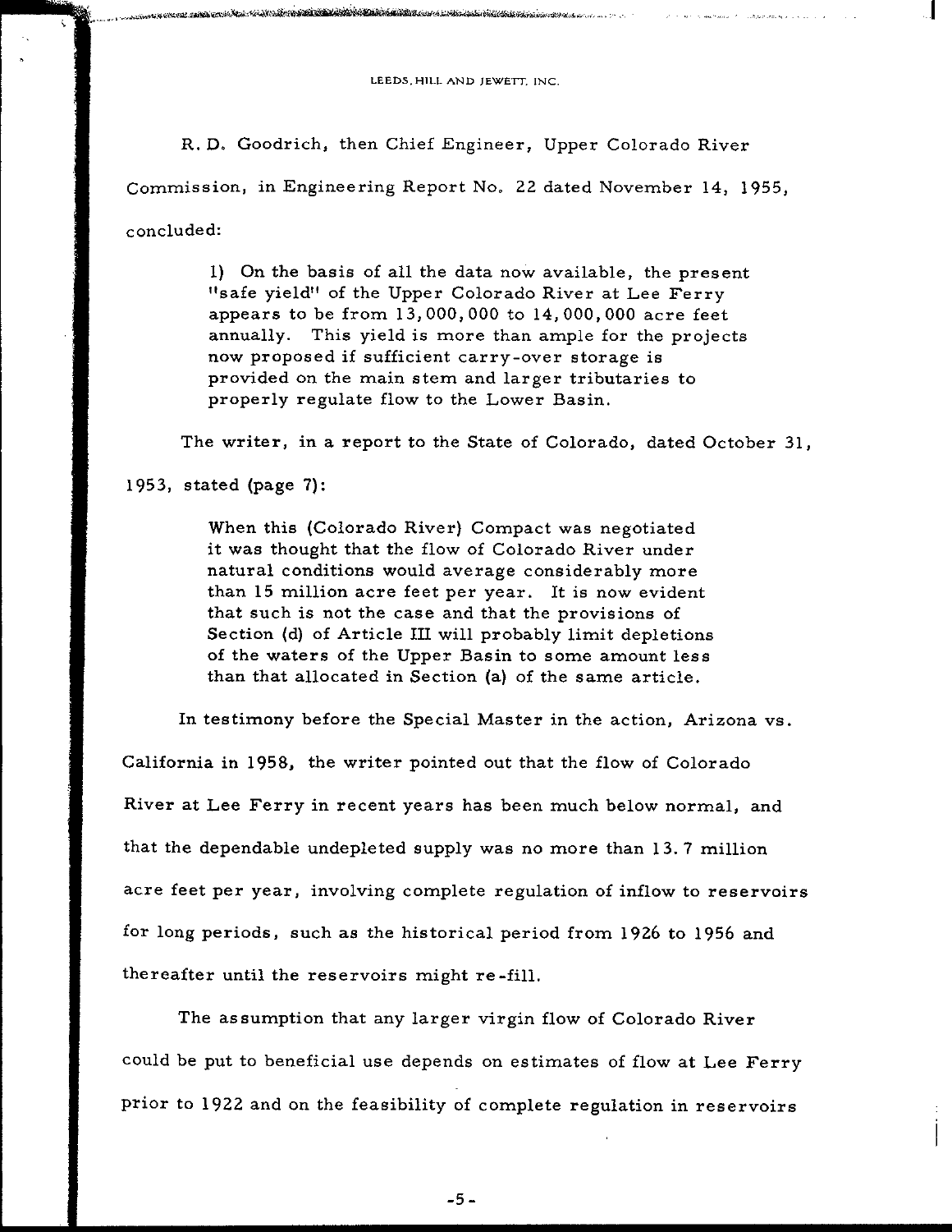R. D. Goodrich, then Chief Engineer, Upper Colorado River Commission, in Engineering Report No. 22 dated November 14, 1955, concluded:

> 1) On the basis of all the data now available, the present "safe yield" of the Upper Colorado River at Lee Ferry appears to be from 13,000,000 to 14,000,000 acre feet annually. This yield is more than ample for the projects now proposed if sufficient carry-over storage is provided on the main stem and larger tributaries to properly regulate flow to the Lower Basin.

The writer, in a report to the State of Colorado, dated October 31, 1953, stated (page 7):

> When this (Colorado River) Compact was negotiated it was thought that the flow of Colorado River under natural conditions would average considerably more than 15 million acre feet per year. It is now evident that such is not the case and that the provisions of Section (d) of Article III will probably limit depletions of the waters of the Upper Basin to some amount less than that allocated in Section (a) of the same article.

In testimony before the Special Master in the action, Arizona vs. California in 1958, the writer pointed out that the flow of Colorado River at Lee Ferry in recent years has been much below normal, and that the dependable undepleted supply was no more than 13.7 million acre feet per year, involving complete regulation of inflow to reservoirs for long periods, such as the historical period from 1926 to 1956 and thereafter until the reservoirs might re-fill.

The assumption that any larger virgin flow of Colorado River could be put to beneficial use depends on estimates of flow at Lee Ferry prior to 1922 and on the feasibility of complete regulation in reservoirs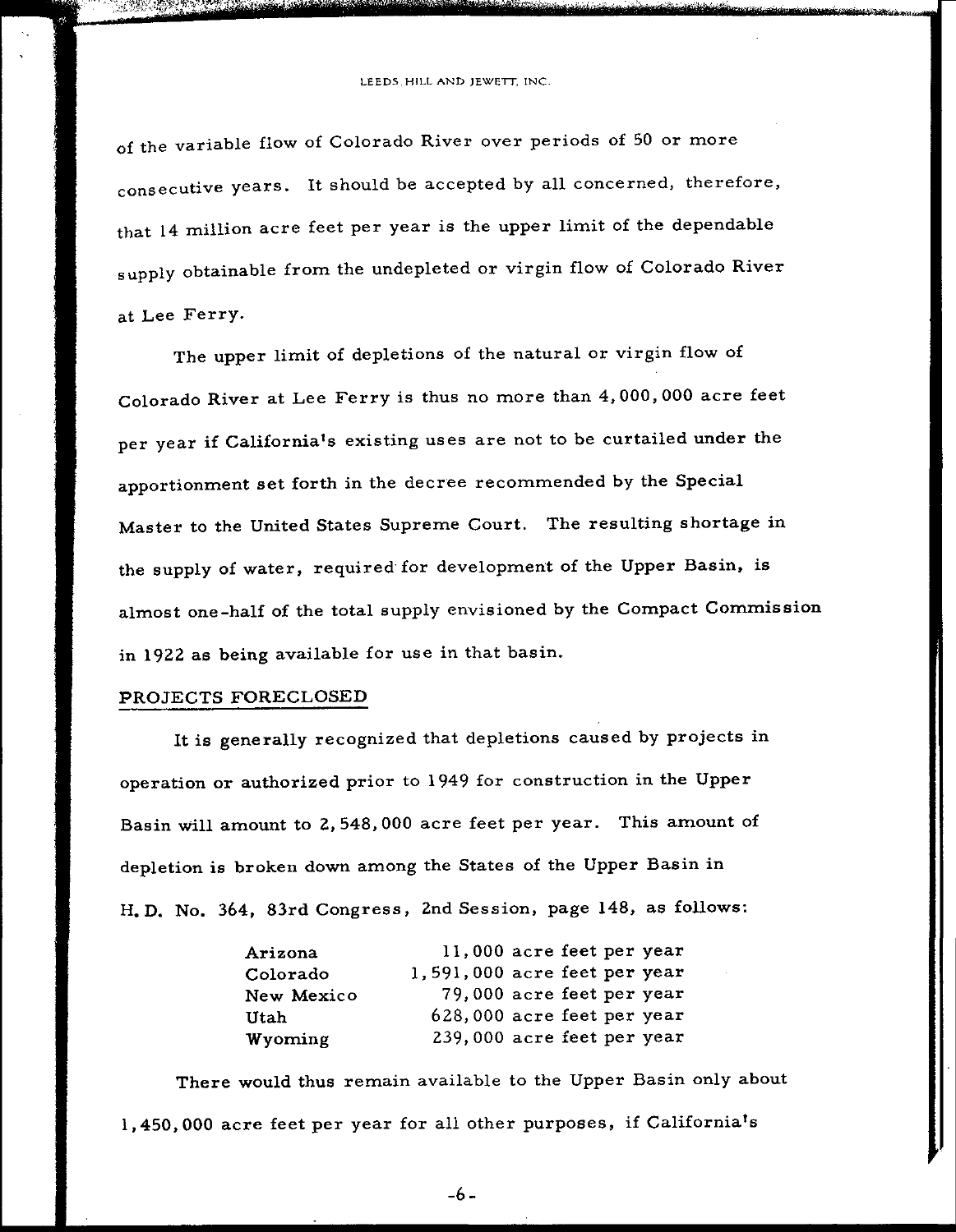of the variable flow of Colorado River over periods of 50 or more consecutive years. It should be accepted by all concerned, therefore, that 14 million acre feet per year is the upper limit of the dependable supply obtainable from the undepleted or virgin flow of Colorado River at Lee Ferry.

The upper limit of depletions of the natural or virgin flow of Colorado River at Lee Ferry is thus no more than 4,000,000 acre feet per year if California's existing uses are not to be curtailed under the apportionment set forth in the decree recommended by the Special Master to the United States Supreme Court. The resulting shortage in the supply of water, required for development of the Upper Basin, is almost one-half of the total supply envisioned by the Compact Commission in 1922 as being available for use in that basin.

## PROJECTS FORECLOSED

It is generally recognized that depletions caused by projects in operation or authorized prior to 1949 for construction in the Upper Basin will amount to 2,548,000 acre feet per year. This amount of depletion is broken down among the States of the Upper Basin in H. D. No. 364, 83rd Congress, 2nd Session, page 148, as follows:

| State | Depletion |
|---|---|
| Arizona | 11,000 acre feet per year |
| Colorado | 1,591,000 acre feet per year |
| New Mexico | 79,000 acre feet per year |
| Utah | 628,000 acre feet per year |
| Wyoming | 239,000 acre feet per year |

There would thus remain available to the Upper Basin only about 1,450,000 acre feet per year for all other purposes, if California's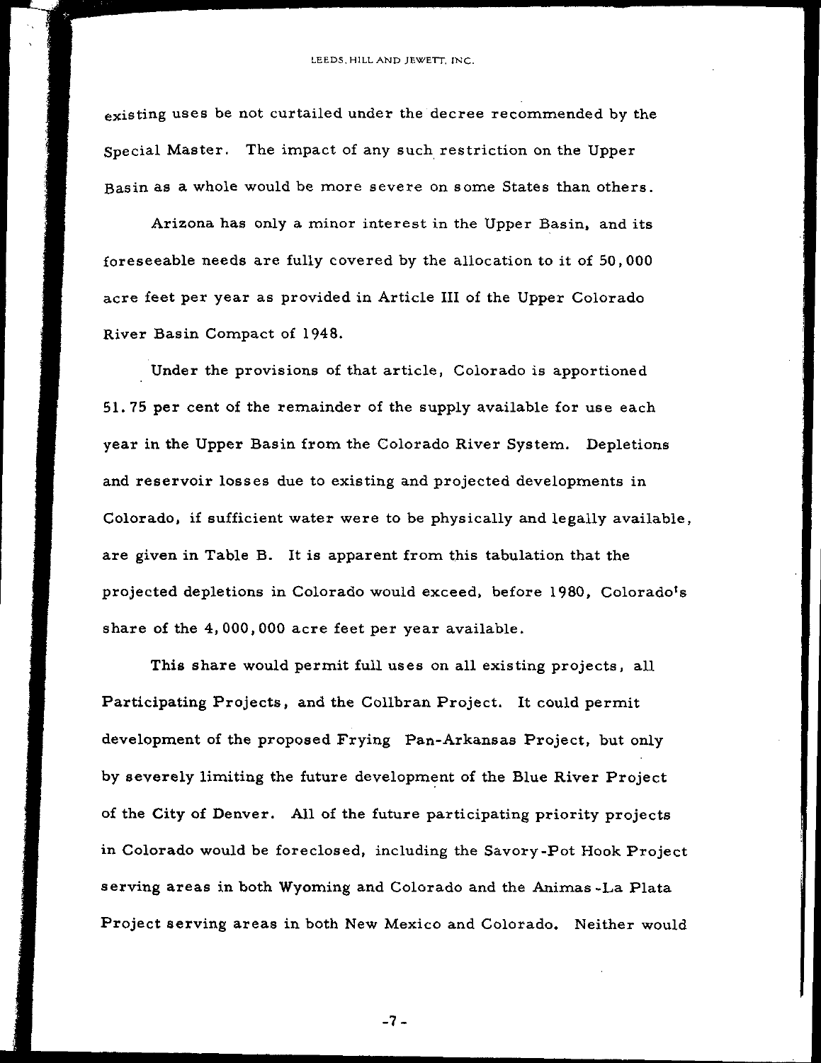existing uses be not curtailed under the decree recommended by the Special Master. The impact of any such restriction on the Upper Basin as a whole would be more severe on some States than others.

Arizona has only a minor interest in the Upper Basin, and its foreseeable needs are fully covered by the allocation to it of 50,000 acre feet per year as provided in Article III of the Upper Colorado River Basin Compact of 1948.

Under the provisions of that article, Colorado is apportioned 51.75 per cent of the remainder of the supply available for use each year in the Upper Basin from the Colorado River System. Depletions and reservoir losses due to existing and projected developments in Colorado, if sufficient water were to be physically and legally available, are given in Table B. It is apparent from this tabulation that the projected depletions in Colorado would exceed, before 1980, Colorado's share of the 4,000,000 acre feet per year available.

This share would permit full uses on all existing projects, all Participating Projects, and the Collbran Project. It could permit development of the proposed Frying Pan-Arkansas Project, but only by severely limiting the future development of the Blue River Project of the City of Denver. All of the future participating priority projects in Colorado would be foreclosed, including the Savory-Pot Hook Project serving areas in both Wyoming and Colorado and the Animas-La Plata Project serving areas in both New Mexico and Colorado. Neither would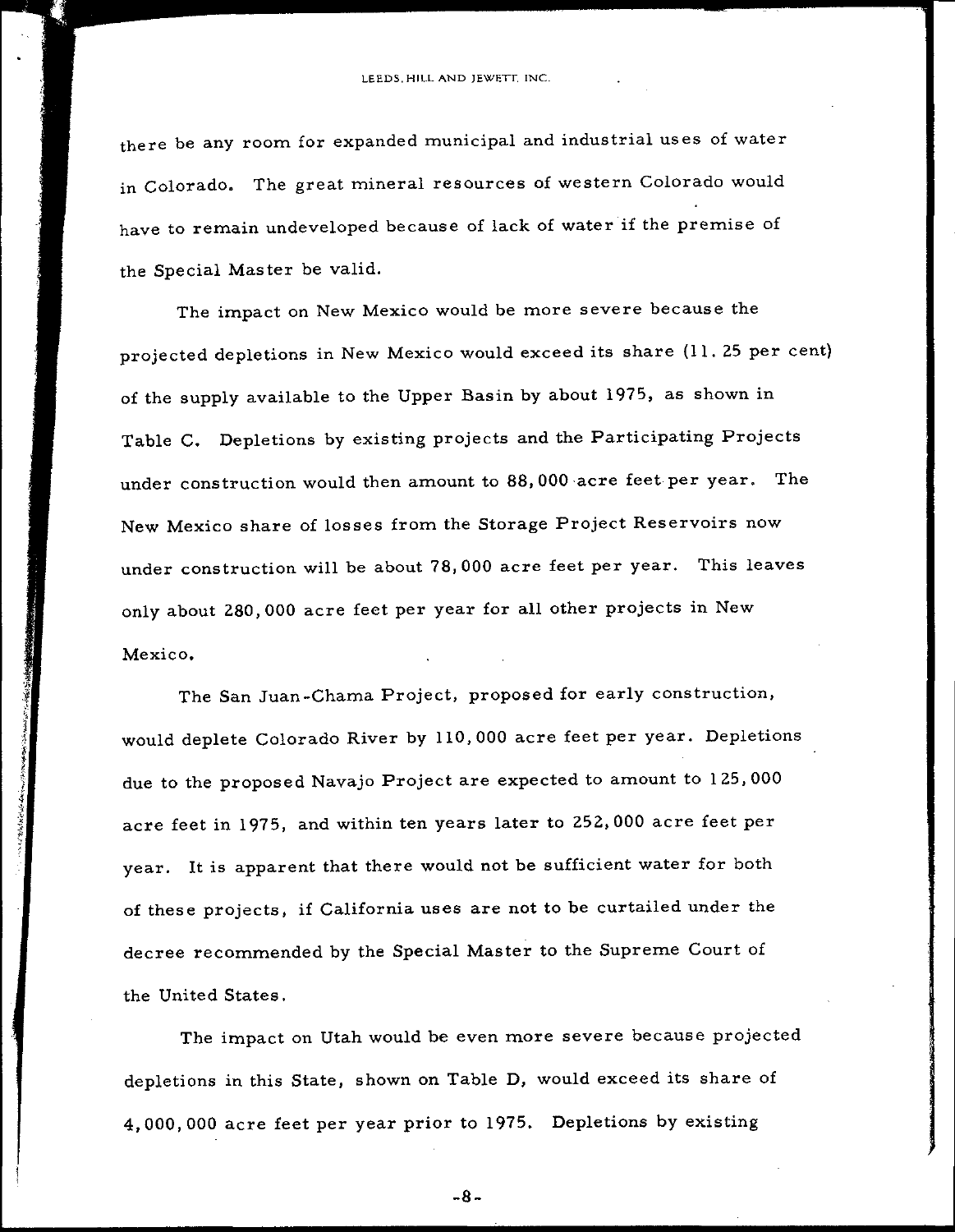there be any room for expanded municipal and industrial uses of water in Colorado. The great mineral resources of western Colorado would have to remain undeveloped because of lack of water if the premise of the Special Master be valid.

The impact on New Mexico would be more severe because the projected depletions in New Mexico would exceed its share (11.25 per cent) of the supply available to the Upper Basin by about 1975, as shown in Table C. Depletions by existing projects and the Participating Projects under construction would then amount to 88,000 acre feet per year. The New Mexico share of losses from the Storage Project Reservoirs now under construction will be about 78,000 acre feet per year. This leaves only about 280,000 acre feet per year for all other projects in New Mexico.

The San Juan-Chama Project, proposed for early construction, would deplete Colorado River by 110,000 acre feet per year. Depletions due to the proposed Navajo Project are expected to amount to 125,000 acre feet in 1975, and within ten years later to 252,000 acre feet per year. It is apparent that there would not be sufficient water for both of these projects, if California uses are not to be curtailed under the decree recommended by the Special Master to the Supreme Court of the United States.

The impact on Utah would be even more severe because projected depletions in this State, shown on Table D, would exceed its share of 4,000,000 acre feet per year prior to 1975. Depletions by existing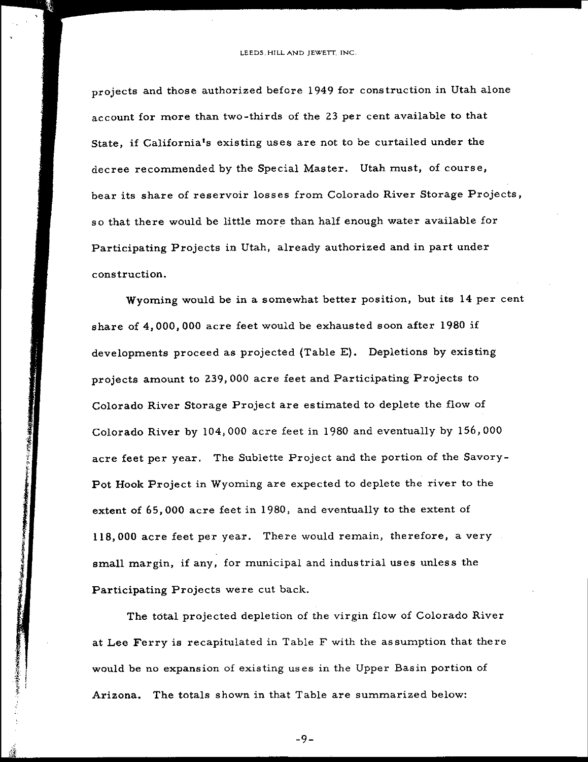projects and those authorized before 1949 for construction in Utah alone account for more than two-thirds of the 23 per cent available to that State, if California's existing uses are not to be curtailed under the decree recommended by the Special Master. Utah must, of course, bear its share of reservoir losses from Colorado River Storage Projects, so that there would be little more than half enough water available for Participating Projects in Utah, already authorized and in part under construction.

Wyoming would be in a somewhat better position, but its 14 per cent share of 4,000,000 acre feet would be exhausted soon after 1980 if developments proceed as projected (Table E). Depletions by existing projects amount to 239,000 acre feet and Participating Projects to Colorado River Storage Project are estimated to deplete the flow of Colorado River by 104,000 acre feet in 1980 and eventually by 156,000 acre feet per year. The Sublette Project and the portion of the Savory-Pot Hook Project in Wyoming are expected to deplete the river to the extent of 65,000 acre feet in 1980, and eventually to the extent of 118,000 acre feet per year. There would remain, therefore, a very small margin, if any, for municipal and industrial uses unless the Participating Projects were cut back.

The total projected depletion of the virgin flow of Colorado River at Lee Ferry is recapitulated in Table F with the assumption that there would be no expansion of existing uses in the Upper Basin portion of Arizona. The totals shown in that Table are summarized below: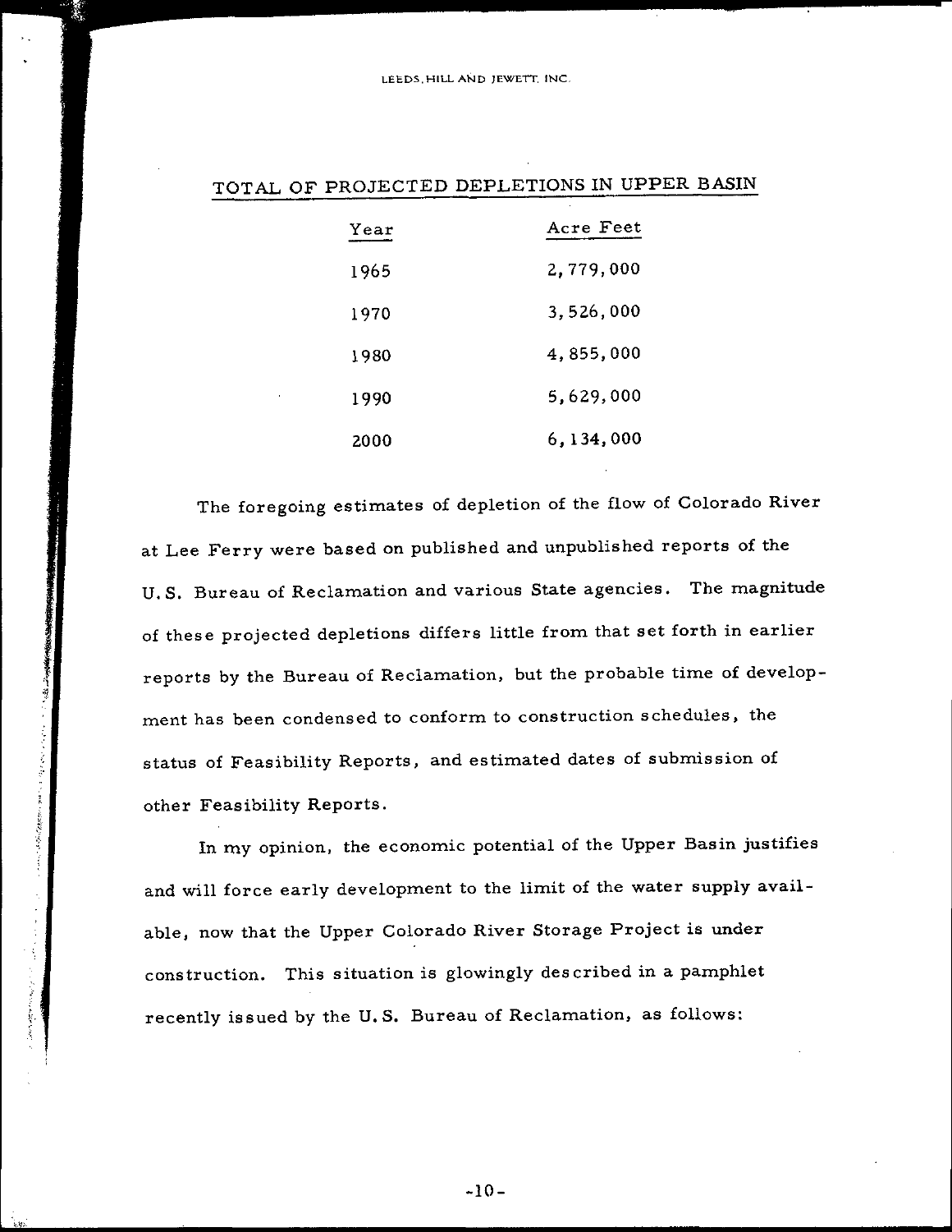## TOTAL OF PROJECTED DEPLETIONS IN UPPER BASIN

| Year | Acre Feet |
|---|---|
| 1965 | 2,779,000 |
| 1970 | 3,526,000 |
| 1980 | 4,855,000 |
| 1990 | 5,629,000 |
| 2000 | 6,134,000 |

The foregoing estimates of depletion of the flow of Colorado River at Lee Ferry were based on published and unpublished reports of the U.S. Bureau of Reclamation and various State agencies. The magnitude of these projected depletions differs little from that set forth in earlier reports by the Bureau of Reclamation, but the probable time of development has been condensed to conform to construction schedules, the status of Feasibility Reports, and estimated dates of submission of other Feasibility Reports.

In my opinion, the economic potential of the Upper Basin justifies and will force early development to the limit of the water supply available, now that the Upper Colorado River Storage Project is under construction. This situation is glowingly described in a pamphlet recently issued by the U.S. Bureau of Reclamation, as follows: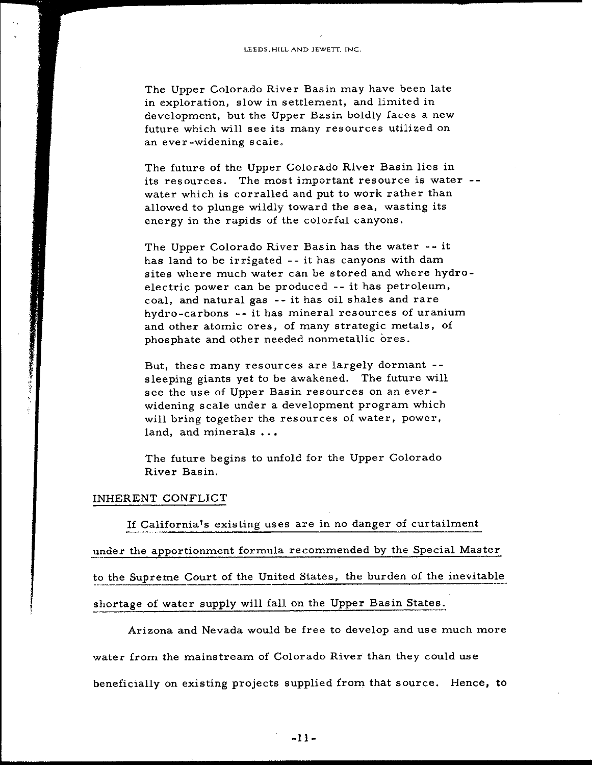The Upper Colorado River Basin may have been late in exploration, slow in settlement, and limited in development, but the Upper Basin boldly faces a new future which will see its many resources utilized on an ever-widening scale.

The future of the Upper Colorado River Basin lies in its resources. The most important resource is water -- water which is corralled and put to work rather than allowed to plunge wildly toward the sea, wasting its energy in the rapids of the colorful canyons.

The Upper Colorado River Basin has the water -- it has land to be irrigated -- it has canyons with dam sites where much water can be stored and where hydro-electric power can be produced -- it has petroleum, coal, and natural gas -- it has oil shales and rare hydro-carbons -- it has mineral resources of uranium and other atomic ores, of many strategic metals, of phosphate and other needed nonmetallic ores.

But, these many resources are largely dormant -- sleeping giants yet to be awakened. The future will see the use of Upper Basin resources on an ever-widening scale under a development program which will bring together the resources of water, power, land, and minerals . . .

The future begins to unfold for the Upper Colorado River Basin.

## INHERENT CONFLICT

If California's existing uses are in no danger of curtailment under the apportionment formula recommended by the Special Master to the Supreme Court of the United States, the burden of the inevitable shortage of water supply will fall on the Upper Basin States.

Arizona and Nevada would be free to develop and use much more water from the mainstream of Colorado River than they could use beneficially on existing projects supplied from that source. Hence, to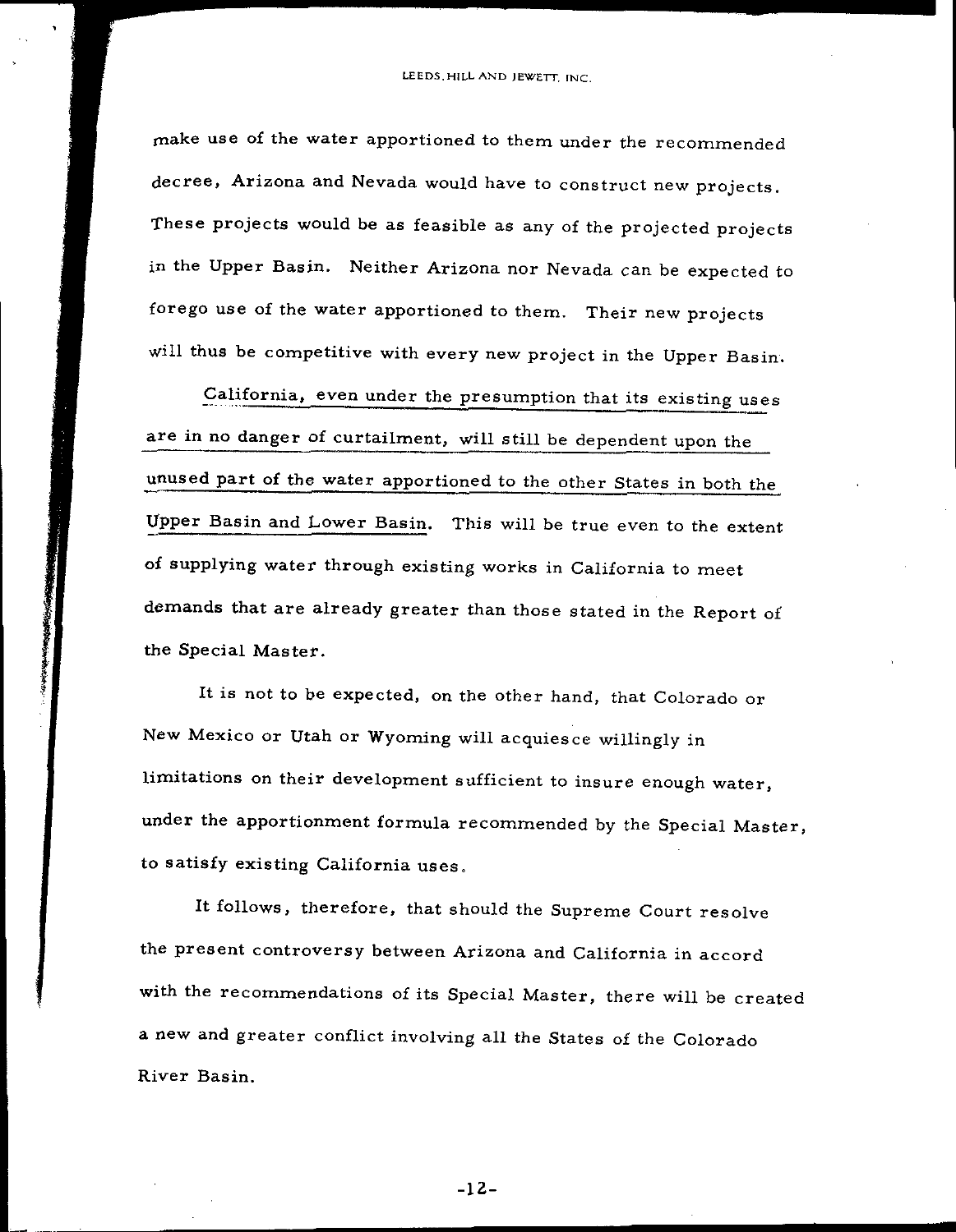make use of the water apportioned to them under the recommended decree, Arizona and Nevada would have to construct new projects. These projects would be as feasible as any of the projected projects in the Upper Basin. Neither Arizona nor Nevada can be expected to forego use of the water apportioned to them. Their new projects will thus be competitive with every new project in the Upper Basin.

California, even under the presumption that its existing uses are in no danger of curtailment, will still be dependent upon the unused part of the water apportioned to the other States in both the Upper Basin and Lower Basin. This will be true even to the extent of supplying water through existing works in California to meet demands that are already greater than those stated in the Report of the Special Master.

It is not to be expected, on the other hand, that Colorado or New Mexico or Utah or Wyoming will acquiesce willingly in limitations on their development sufficient to insure enough water, under the apportionment formula recommended by the Special Master, to satisfy existing California uses.

It follows, therefore, that should the Supreme Court resolve the present controversy between Arizona and California in accord with the recommendations of its Special Master, there will be created a new and greater conflict involving all the States of the Colorado River Basin.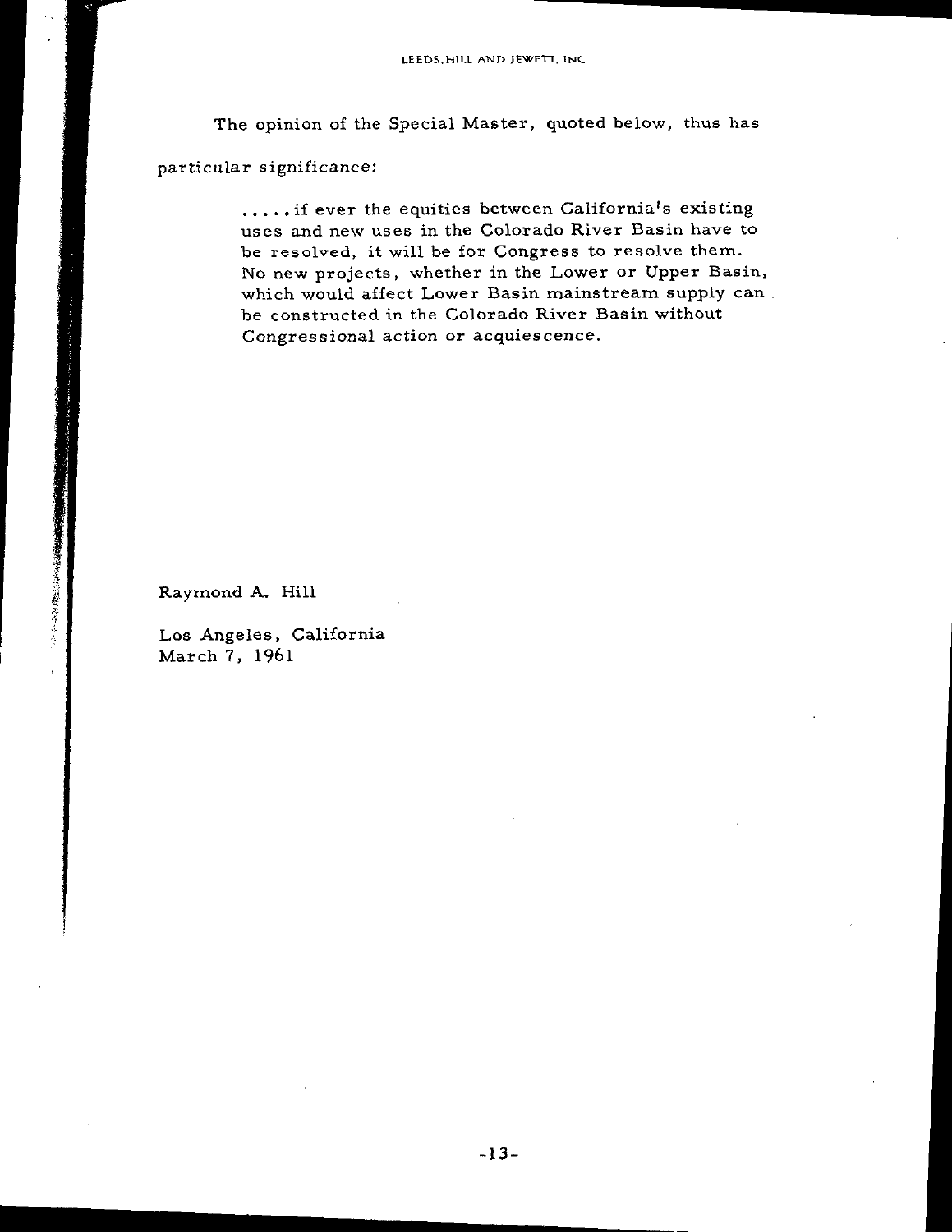The opinion of the Special Master, quoted below, thus has particular significance:

> .....if ever the equities between California's existing uses and new uses in the Colorado River Basin have to be resolved, it will be for Congress to resolve them. No new projects, whether in the Lower or Upper Basin, which would affect Lower Basin mainstream supply can be constructed in the Colorado River Basin without Congressional action or acquiescence.

Raymond A. Hill

Los Angeles, California
March 7, 1961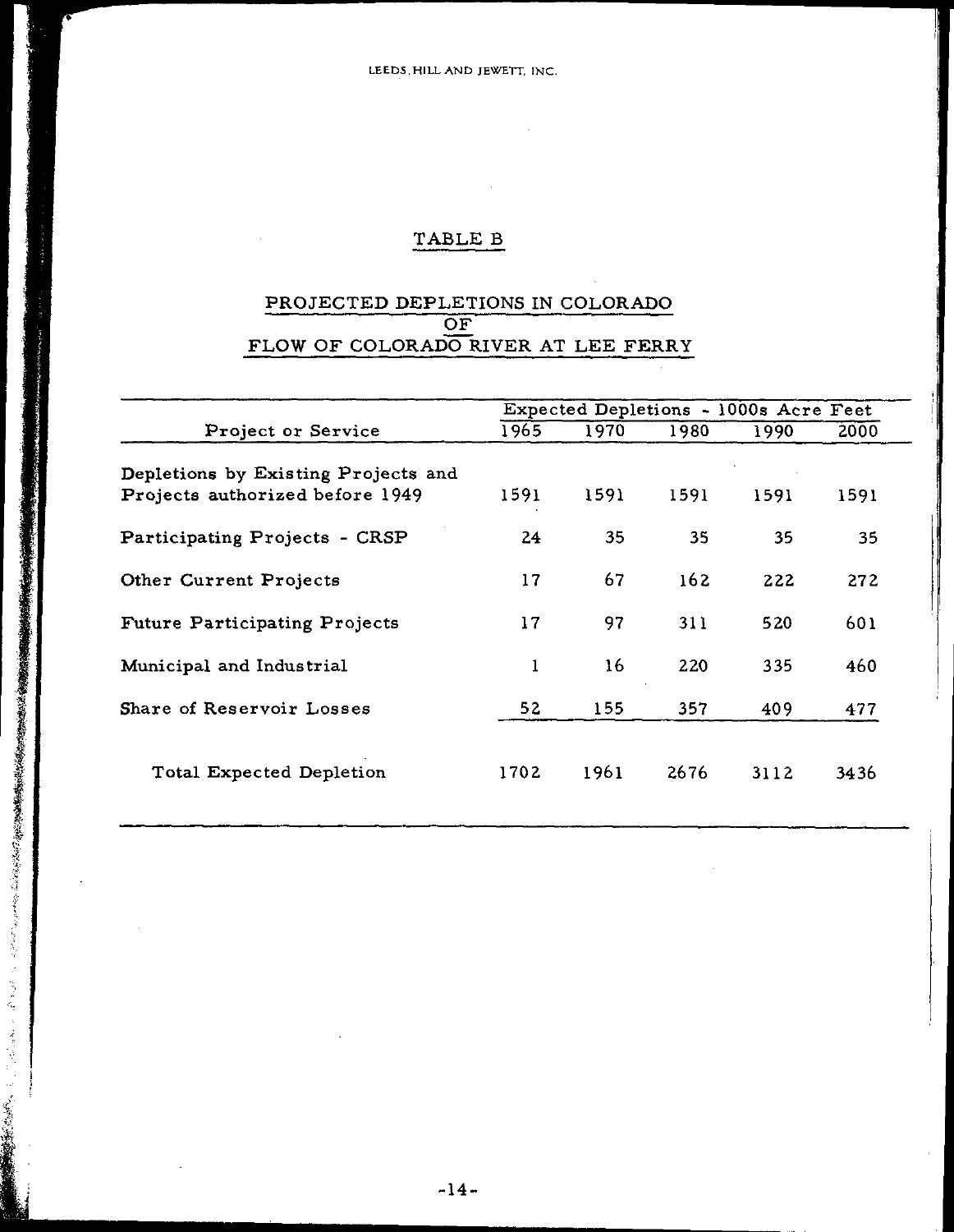## TABLE B

## PROJECTED DEPLETIONS IN COLORADO OF FLOW OF COLORADO RIVER AT LEE FERRY

| Project or Service | Expected Depletions - 1000s Acre Feet | | | | |
|---|---|---|---|---|---|
| | 1965 | 1970 | 1980 | 1990 | 2000 |
| Depletions by Existing Projects and Projects authorized before 1949 | 1591 | 1591 | 1591 | 1591 | 1591 |
| Participating Projects - CRSP | 24 | 35 | 35 | 35 | 35 |
| Other Current Projects | 17 | 67 | 162 | 222 | 272 |
| Future Participating Projects | 17 | 97 | 311 | 520 | 601 |
| Municipal and Industrial | 1 | 16 | 220 | 335 | 460 |
| Share of Reservoir Losses | 52 | 155 | 357 | 409 | 477 |
| Total Expected Depletion | 1702 | 1961 | 2676 | 3112 | 3436 |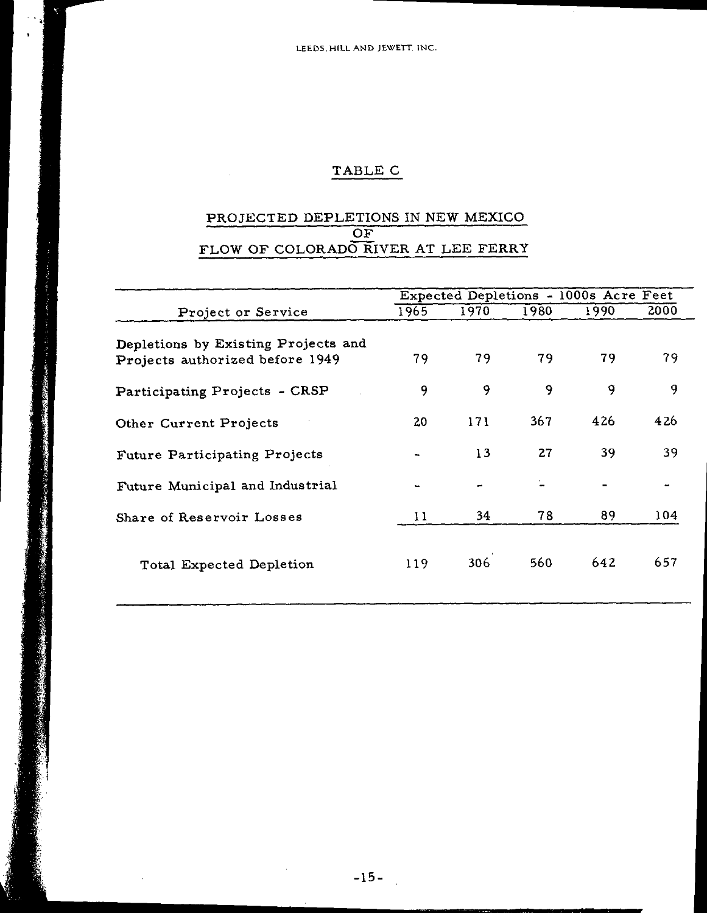## TABLE C

## PROJECTED DEPLETIONS IN NEW MEXICO OF FLOW OF COLORADO RIVER AT LEE FERRY

| Project or Service | Expected Depletions - 1000s Acre Feet | | | | |
|---|---|---|---|---|---|
| | 1965 | 1970 | 1980 | 1990 | 2000 |
| Depletions by Existing Projects and Projects authorized before 1949 | 79 | 79 | 79 | 79 | 79 |
| Participating Projects - CRSP | 9 | 9 | 9 | 9 | 9 |
| Other Current Projects | 20 | 171 | 367 | 426 | 426 |
| Future Participating Projects | - | 13 | 27 | 39 | 39 |
| Future Municipal and Industrial | - | - | - | - | - |
| Share of Reservoir Losses | 11 | 34 | 78 | 89 | 104 |
| Total Expected Depletion | 119 | 306 | 560 | 642 | 657 |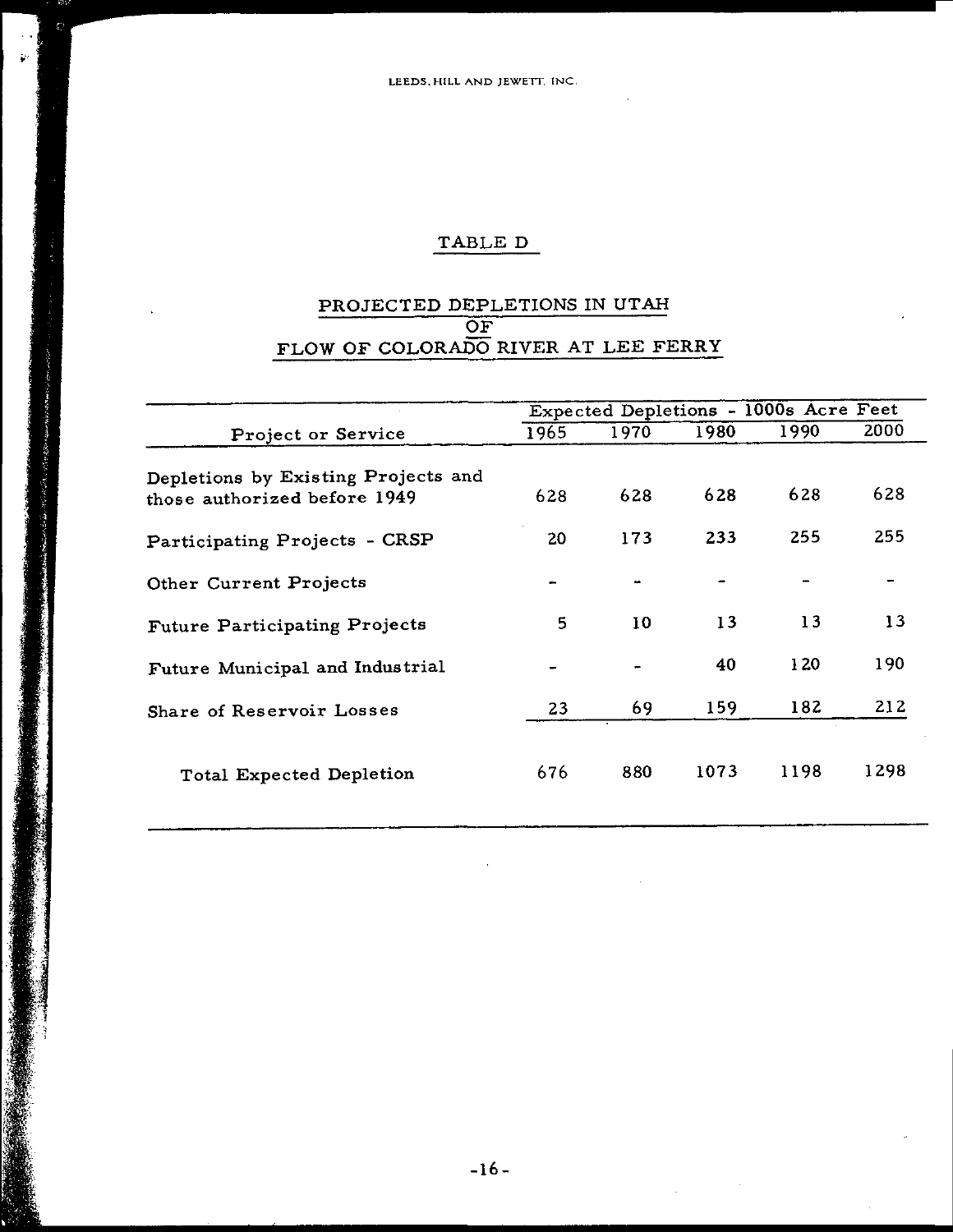## TABLE D

## PROJECTED DEPLETIONS IN UTAH OF FLOW OF COLORADO RIVER AT LEE FERRY

| Project or Service | Expected Depletions - 1000s Acre Feet | | | | |
|---|---|---|---|---|---|
| | 1965 | 1970 | 1980 | 1990 | 2000 |
| Depletions by Existing Projects and those authorized before 1949 | 628 | 628 | 628 | 628 | 628 |
| Participating Projects - CRSP | 20 | 173 | 233 | 255 | 255 |
| Other Current Projects | - | - | - | - | - |
| Future Participating Projects | 5 | 10 | 13 | 13 | 13 |
| Future Municipal and Industrial | - | - | 40 | 120 | 190 |
| Share of Reservoir Losses | 23 | 69 | 159 | 182 | 212 |
| Total Expected Depletion | 676 | 880 | 1073 | 1198 | 1298 |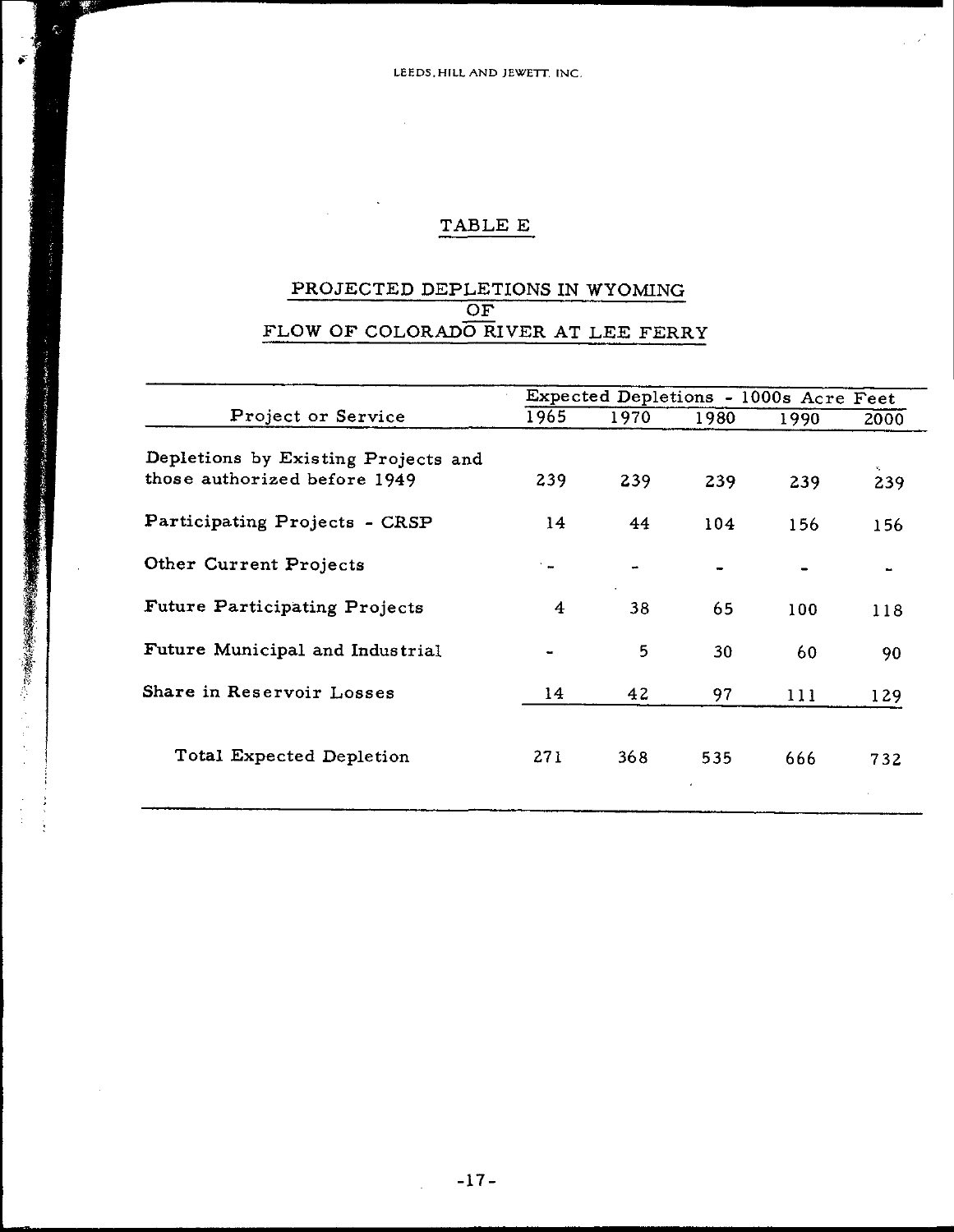## TABLE E

## PROJECTED DEPLETIONS IN WYOMING OF FLOW OF COLORADO RIVER AT LEE FERRY

| Project or Service | Expected Depletions - 1000s Acre Feet | | | | |
|---|---|---|---|---|---|
| | 1965 | 1970 | 1980 | 1990 | 2000 |
| Depletions by Existing Projects and those authorized before 1949 | 239 | 239 | 239 | 239 | 239 |
| Participating Projects - CRSP | 14 | 44 | 104 | 156 | 156 |
| Other Current Projects | - | - | - | - | - |
| Future Participating Projects | 4 | 38 | 65 | 100 | 118 |
| Future Municipal and Industrial | - | 5 | 30 | 60 | 90 |
| Share in Reservoir Losses | 14 | 42 | 97 | 111 | 129 |
| Total Expected Depletion | 271 | 368 | 535 | 666 | 732 |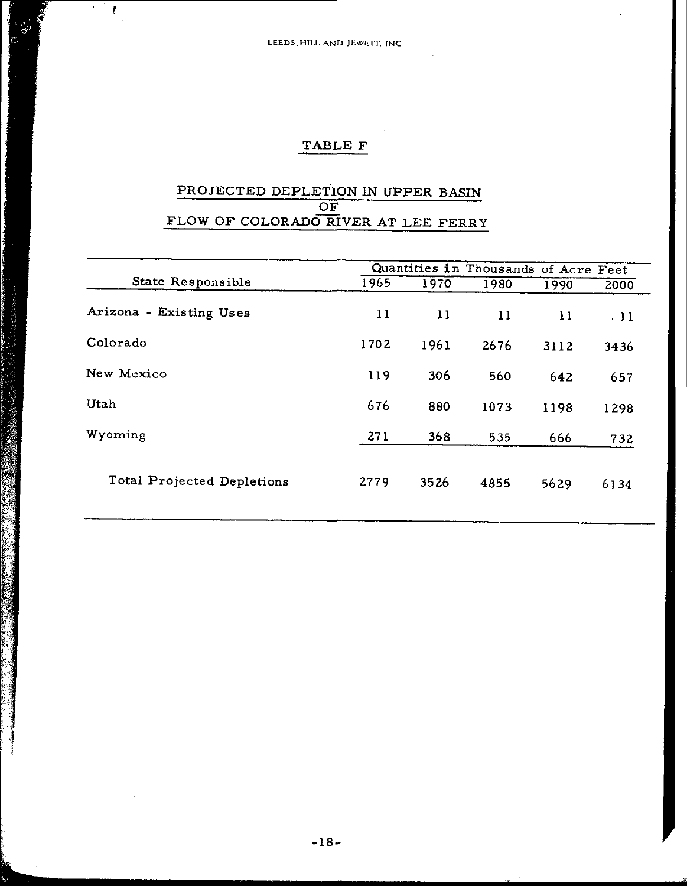## TABLE F

### PROJECTED DEPLETION IN UPPER BASIN OF FLOW OF COLORADO RIVER AT LEE FERRY

| State Responsible | Quantities in Thousands of Acre Feet | | | | |
|---|---|---|---|---|---|
| | 1965 | 1970 | 1980 | 1990 | 2000 |
| Arizona - Existing Uses | 11 | 11 | 11 | 11 | 11 |
| Colorado | 1702 | 1961 | 2676 | 3112 | 3436 |
| New Mexico | 119 | 306 | 560 | 642 | 657 |
| Utah | 676 | 880 | 1073 | 1198 | 1298 |
| Wyoming | 271 | 368 | 535 | 666 | 732 |
| Total Projected Depletions | 2779 | 3526 | 4855 | 5629 | 6134 |